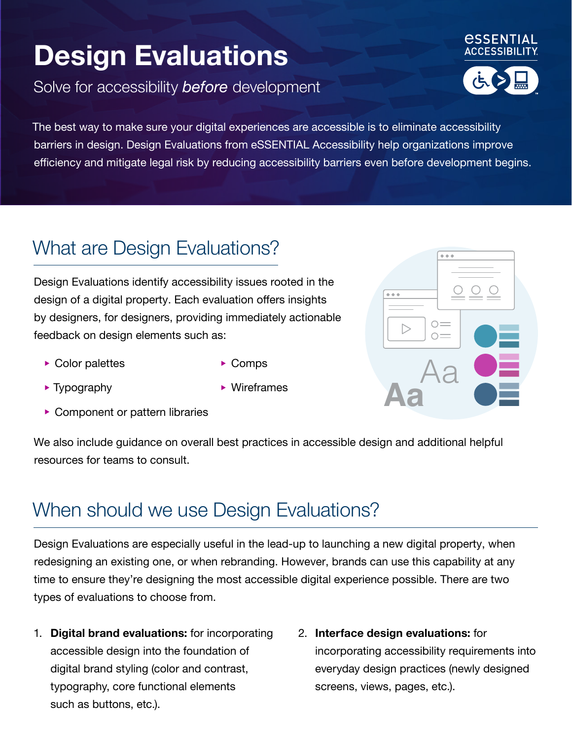# Design Evaluations

Solve for accessibility *before* development

eSSENTIAL ACCESSIBILITY

The best way to make sure your digital experiences are accessible is to eliminate accessibility barriers in design. Design Evaluations from eSSENTIAL Accessibility help organizations improve efficiency and mitigate legal risk by reducing accessibility barriers even before development begins.

## What are Design Evaluations?

Design Evaluations identify accessibility issues rooted in the design of a digital property. Each evaluation offers insights by designers, for designers, providing immediately actionable feedback on design elements such as:

- Color palettes
- Typography
- Component or pattern libraries
- Comps
- Wireframes

We also include guidance on overall best practices in accessible design and additional helpful resources for teams to consult.

## When should we use Design Evaluations?

Design Evaluations are especially useful in the lead-up to launching a new digital property, when redesigning an existing one, or when rebranding. However, brands can use this capability at any time to ensure they're designing the most accessible digital experience possible. There are two types of evaluations to choose from.

1. **Digital brand evaluations:** for incorporating accessible design into the foundation of digital brand styling (color and contrast, typography, core functional elements such as buttons, etc.).
2. **Interface design evaluations:** for incorporating accessibility requirements into everyday design practices (newly designed screens, views, pages, etc.).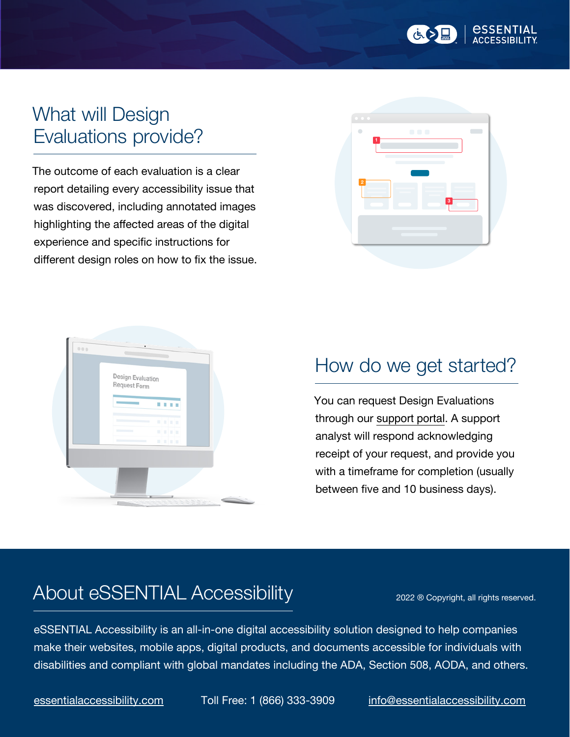## What will Design Evaluations provide?

The outcome of each evaluation is a clear report detailing every accessibility issue that was discovered, including annotated images highlighting the affected areas of the digital experience and specific instructions for different design roles on how to fix the issue.

## How do we get started?

You can request Design Evaluations through our support portal. A support analyst will respond acknowledging receipt of your request, and provide you with a timeframe for completion (usually between five and 10 business days).

## About eSSENTIAL Accessibility

2022 ® Copyright, all rights reserved.

eSSENTIAL Accessibility is an all-in-one digital accessibility solution designed to help companies make their websites, mobile apps, digital products, and documents accessible for individuals with disabilities and compliant with global mandates including the ADA, Section 508, AODA, and others.

essentialaccessibility.com    Toll Free: 1 (866) 333-3909    info@essentialaccessibility.com